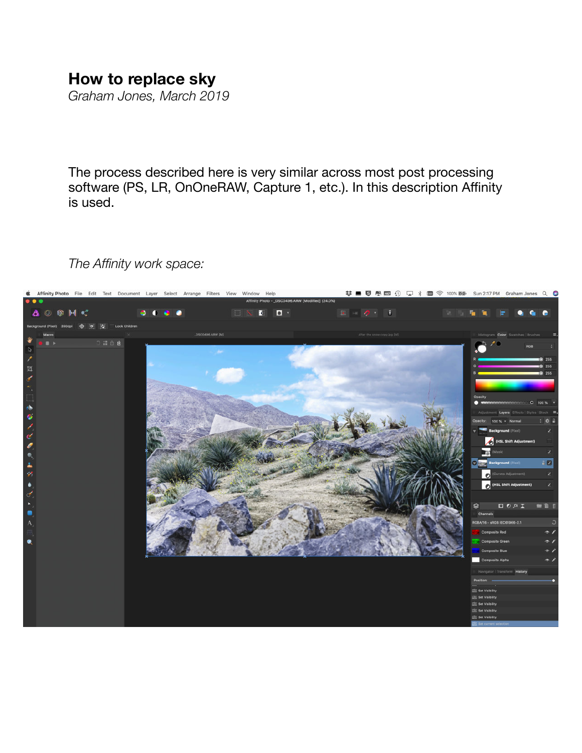# How to replace sky

*Graham Jones, March 2019*

The process described here is very similar across most post processing software (PS, LR, OnOneRAW, Capture 1, etc.). In this description Affinity is used.

*The Affinity work space:*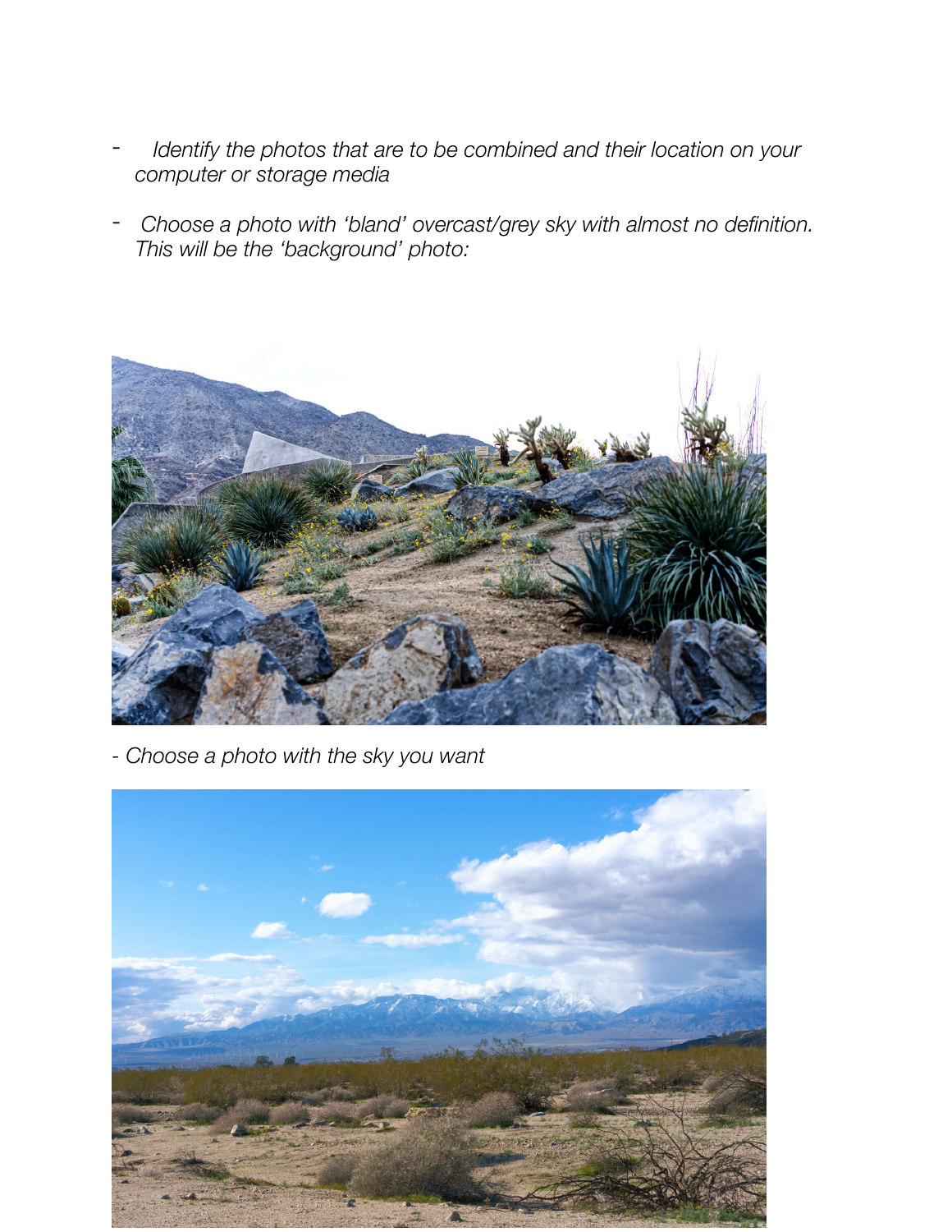- *Identify the photos that are to be combined and their location on your computer or storage media*

- *Choose a photo with 'bland' overcast/grey sky with almost no definition. This will be the 'background' photo:*

- *Choose a photo with the sky you want*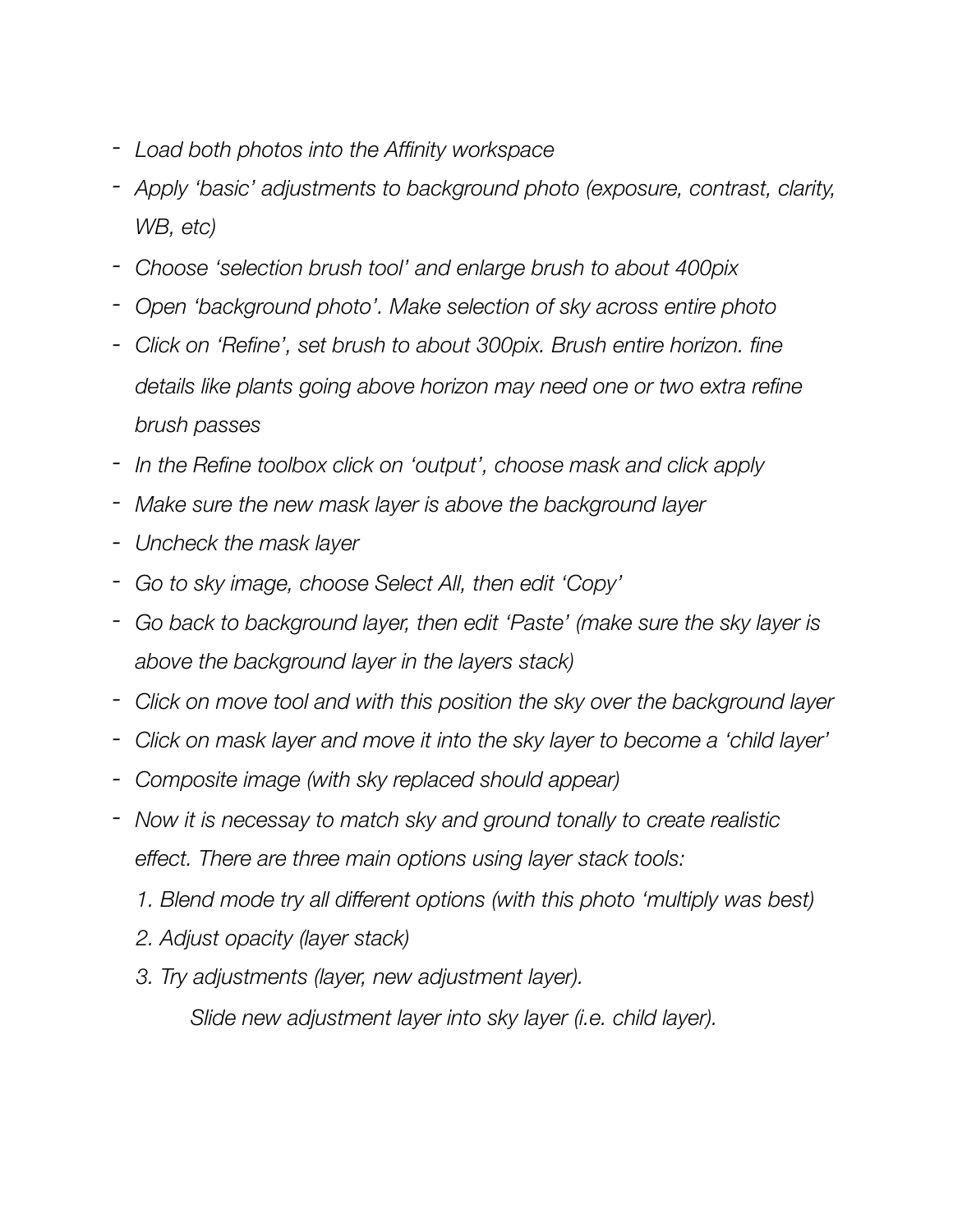- *Load both photos into the Affinity workspace*
- *Apply 'basic' adjustments to background photo (exposure, contrast, clarity, WB, etc)*
- *Choose 'selection brush tool' and enlarge brush to about 400pix*
- *Open 'background photo'. Make selection of sky across entire photo*
- *Click on 'Refine', set brush to about 300pix. Brush entire horizon. fine details like plants going above horizon may need one or two extra refine brush passes*
- *In the Refine toolbox click on 'output', choose mask and click apply*
- *Make sure the new mask layer is above the background layer*
- *Uncheck the mask layer*
- *Go to sky image, choose Select All, then edit 'Copy'*
- *Go back to background layer, then edit 'Paste' (make sure the sky layer is above the background layer in the layers stack)*
- *Click on move tool and with this position the sky over the background layer*
- *Click on mask layer and move it into the sky layer to become a 'child layer'*
- *Composite image (with sky replaced should appear)*
- *Now it is necessay to match sky and ground tonally to create realistic effect. There are three main options using layer stack tools:*
  1. *Blend mode try all different options (with this photo 'multiply was best)*
  2. *Adjust opacity (layer stack)*
  3. *Try adjustments (layer, new adjustment layer).*

     *Slide new adjustment layer into sky layer (i.e. child layer).*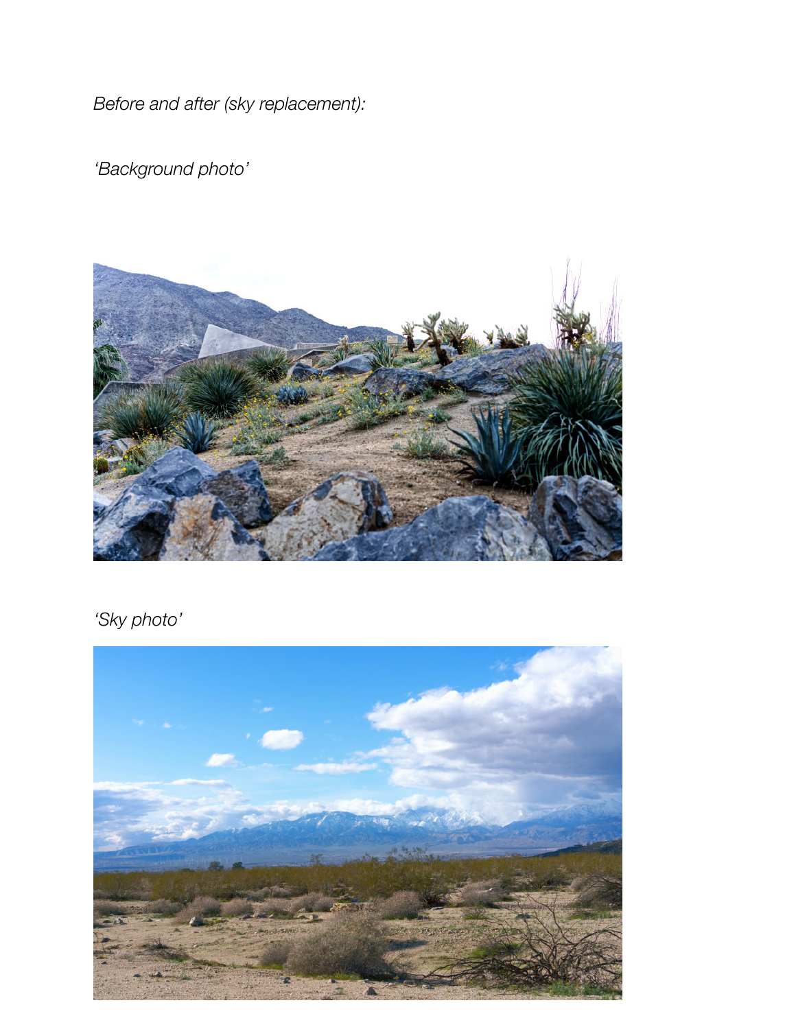*Before and after (sky replacement):*

*'Background photo'*

*'Sky photo'*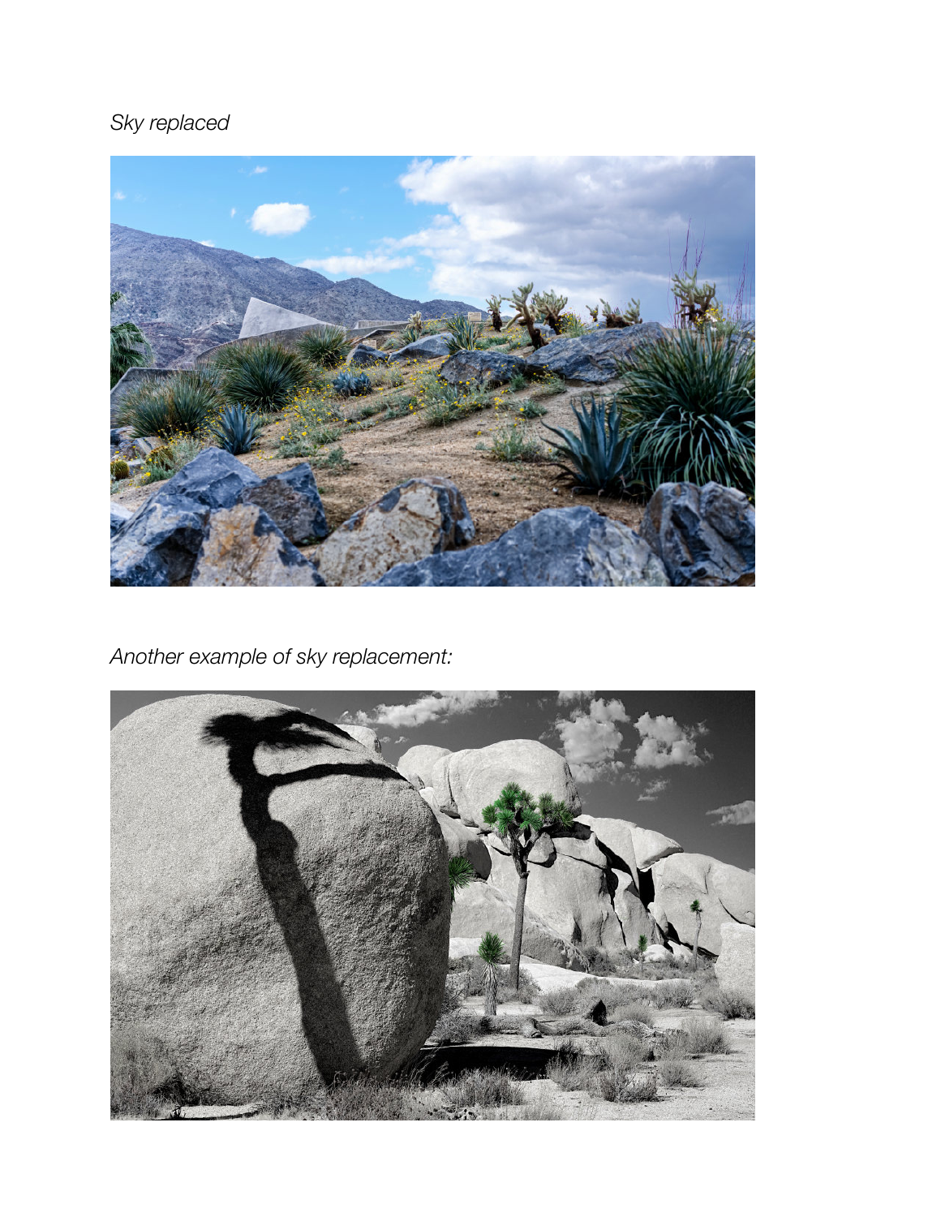*Sky replaced*

*Another example of sky replacement:*